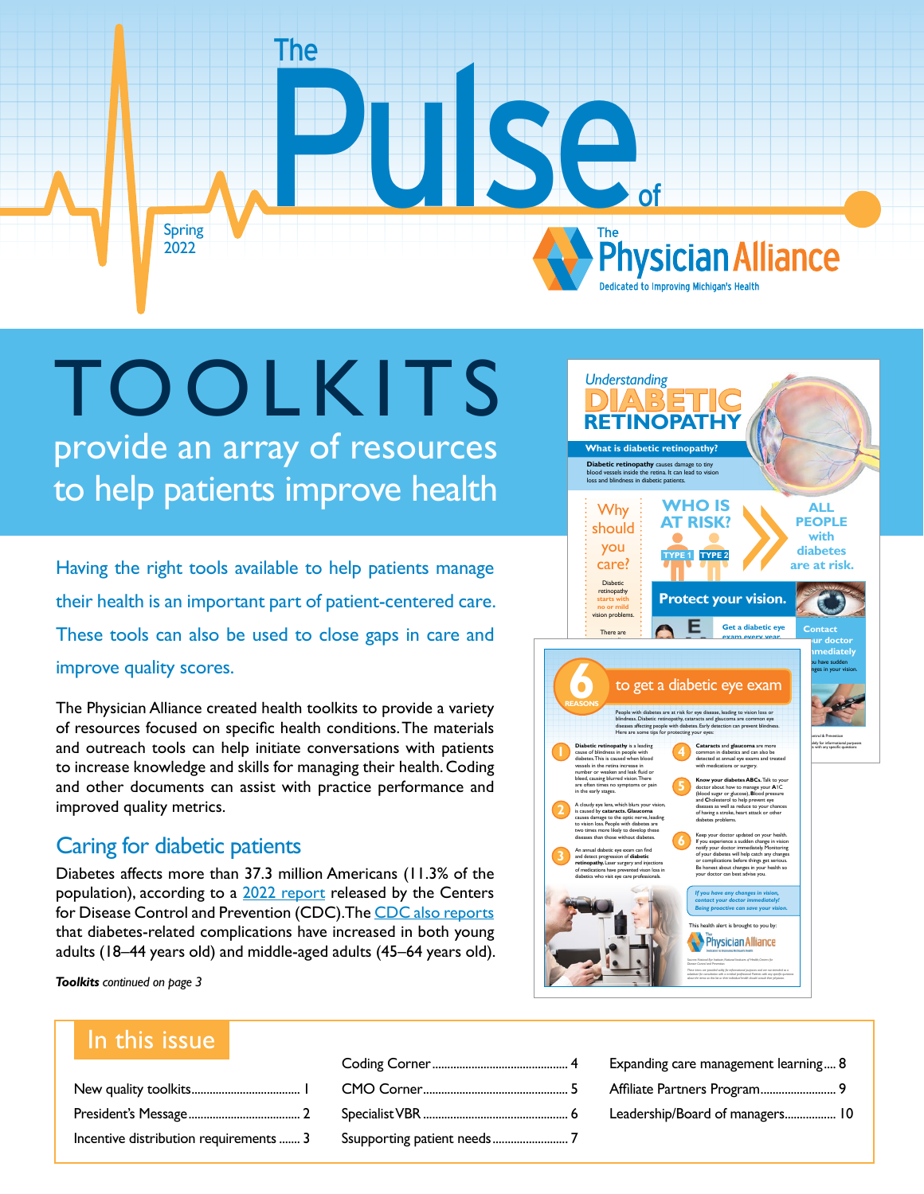# The Pulse of The Physician Alliance

Spring 2022

Dedicated to Improving Michigan's Health

# TOOLKITS

## provide an array of resources to help patients improve health

Having the right tools available to help patients manage their health is an important part of patient-centered care. These tools can also be used to close gaps in care and improve quality scores.

The Physician Alliance created health toolkits to provide a variety of resources focused on specific health conditions. The materials and outreach tools can help initiate conversations with patients to increase knowledge and skills for managing their health. Coding and other documents can assist with practice performance and improved quality metrics.

## Caring for diabetic patients

Diabetes affects more than 37.3 million Americans (11.3% of the population), according to a 2022 report released by the Centers for Disease Control and Prevention (CDC). The CDC also reports that diabetes-related complications have increased in both young adults (18–44 years old) and middle-aged adults (45–64 years old).

***Toolkits** continued on page 3*

## In this issue

| | | |
|---|---|---|
| New quality toolkits .......... 1 | Coding Corner .......... 4 | Expanding care management learning .... 8 |
| President's Message .......... 2 | CMO Corner .......... 5 | Affiliate Partners Program .......... 9 |
| Incentive distribution requirements .......... 3 | Specialist VBR .......... 6 | Leadership/Board of managers .......... 10 |
| | Ssupporting patient needs .......... 7 | |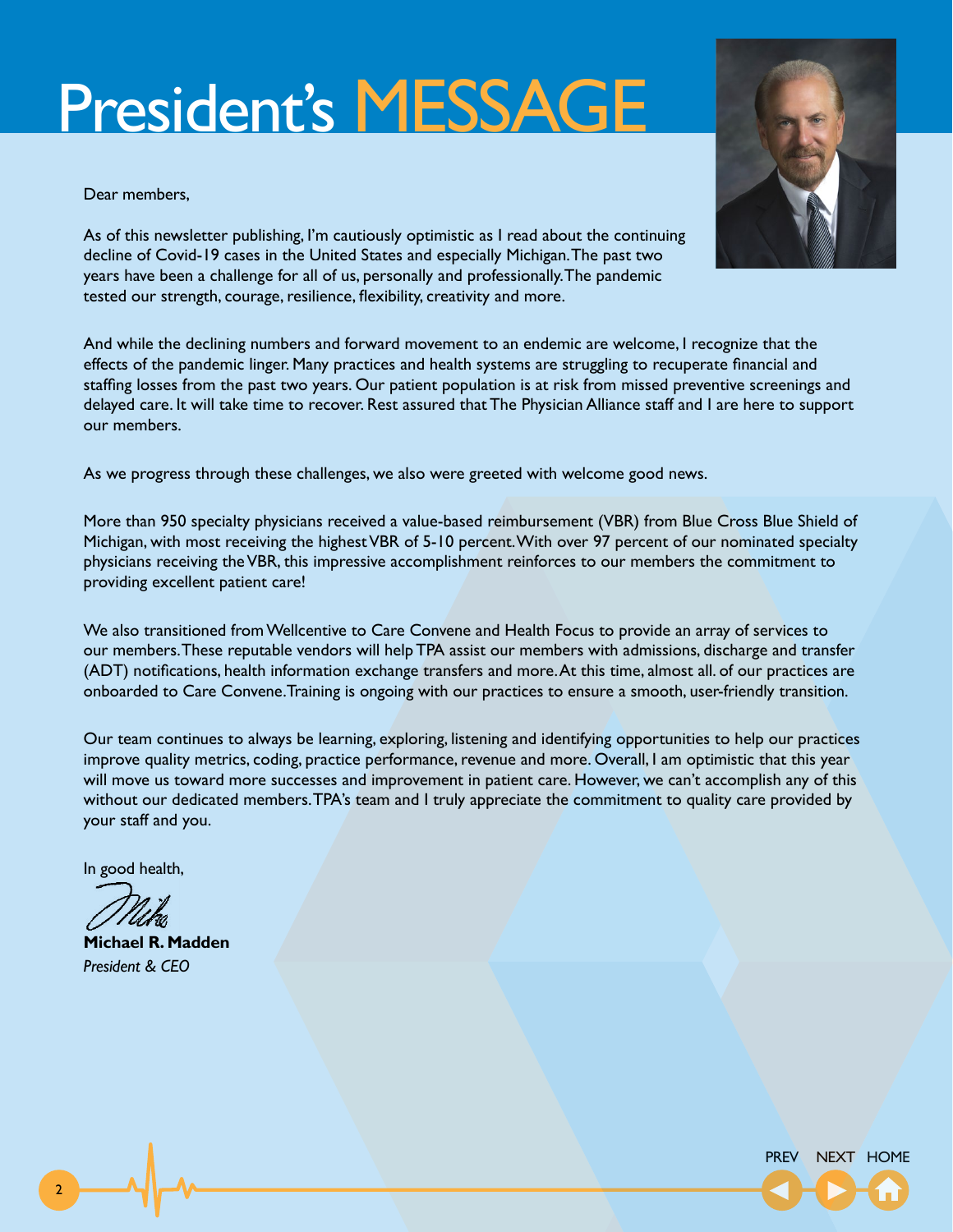# President's MESSAGE

Dear members,

As of this newsletter publishing, I'm cautiously optimistic as I read about the continuing decline of Covid-19 cases in the United States and especially Michigan. The past two years have been a challenge for all of us, personally and professionally. The pandemic tested our strength, courage, resilience, flexibility, creativity and more.

And while the declining numbers and forward movement to an endemic are welcome, I recognize that the effects of the pandemic linger. Many practices and health systems are struggling to recuperate financial and staffing losses from the past two years. Our patient population is at risk from missed preventive screenings and delayed care. It will take time to recover. Rest assured that The Physician Alliance staff and I are here to support our members.

As we progress through these challenges, we also were greeted with welcome good news.

More than 950 specialty physicians received a value-based reimbursement (VBR) from Blue Cross Blue Shield of Michigan, with most receiving the highest VBR of 5-10 percent. With over 97 percent of our nominated specialty physicians receiving the VBR, this impressive accomplishment reinforces to our members the commitment to providing excellent patient care!

We also transitioned from Wellcentive to Care Convene and Health Focus to provide an array of services to our members. These reputable vendors will help TPA assist our members with admissions, discharge and transfer (ADT) notifications, health information exchange transfers and more. At this time, almost all. of our practices are onboarded to Care Convene. Training is ongoing with our practices to ensure a smooth, user-friendly transition.

Our team continues to always be learning, exploring, listening and identifying opportunities to help our practices improve quality metrics, coding, practice performance, revenue and more. Overall, I am optimistic that this year will move us toward more successes and improvement in patient care. However, we can't accomplish any of this without our dedicated members. TPA's team and I truly appreciate the commitment to quality care provided by your staff and you.

In good health,

Mike

**Michael R. Madden**
*President & CEO*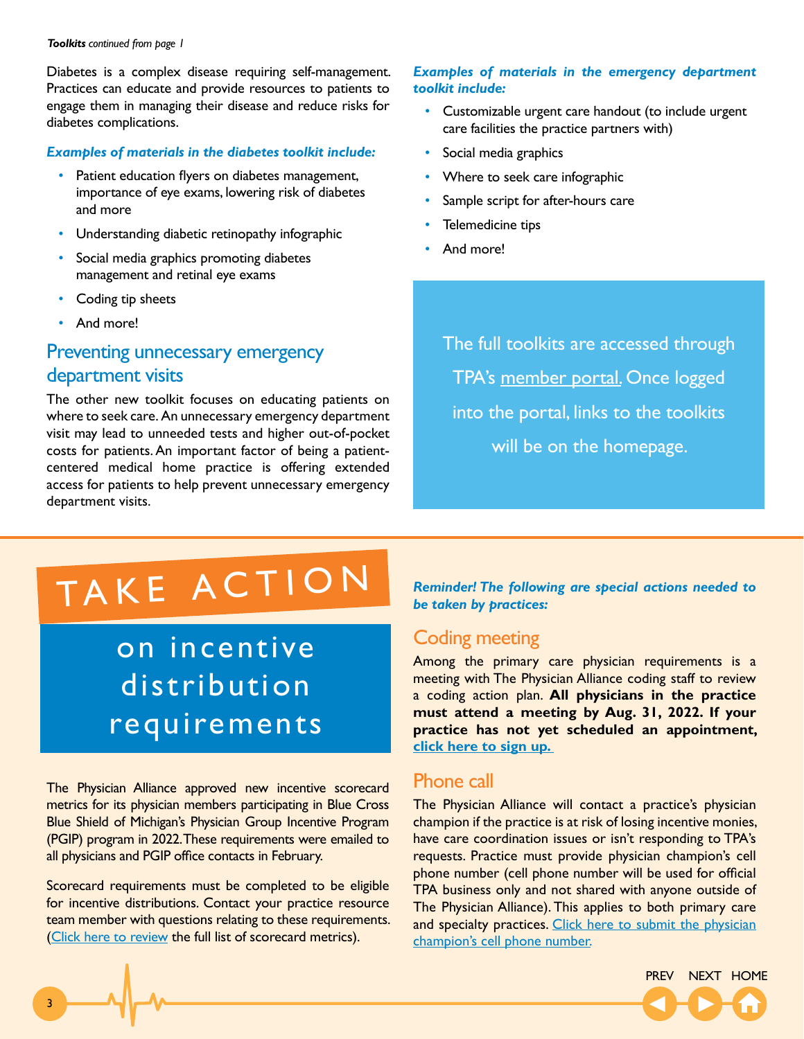*Toolkits continued from page 1*

Diabetes is a complex disease requiring self-management. Practices can educate and provide resources to patients to engage them in managing their disease and reduce risks for diabetes complications.

***Examples of materials in the diabetes toolkit include:***

- Patient education flyers on diabetes management, importance of eye exams, lowering risk of diabetes and more
- Understanding diabetic retinopathy infographic
- Social media graphics promoting diabetes management and retinal eye exams
- Coding tip sheets
- And more!

## Preventing unnecessary emergency department visits

The other new toolkit focuses on educating patients on where to seek care. An unnecessary emergency department visit may lead to unneeded tests and higher out-of-pocket costs for patients. An important factor of being a patient-centered medical home practice is offering extended access for patients to help prevent unnecessary emergency department visits.

***Examples of materials in the emergency department toolkit include:***

- Customizable urgent care handout (to include urgent care facilities the practice partners with)
- Social media graphics
- Where to seek care infographic
- Sample script for after-hours care
- Telemedicine tips
- And more!

The full toolkits are accessed through TPA's member portal. Once logged into the portal, links to the toolkits will be on the homepage.

# TAKE ACTION on incentive distribution requirements

The Physician Alliance approved new incentive scorecard metrics for its physician members participating in Blue Cross Blue Shield of Michigan's Physician Group Incentive Program (PGIP) program in 2022. These requirements were emailed to all physicians and PGIP office contacts in February.

Scorecard requirements must be completed to be eligible for incentive distributions. Contact your practice resource team member with questions relating to these requirements. (Click here to review the full list of scorecard metrics).

***Reminder! The following are special actions needed to be taken by practices:***

## Coding meeting

Among the primary care physician requirements is a meeting with The Physician Alliance coding staff to review a coding action plan. **All physicians in the practice must attend a meeting by Aug. 31, 2022. If your practice has not yet scheduled an appointment, click here to sign up.**

## Phone call

The Physician Alliance will contact a practice's physician champion if the practice is at risk of losing incentive monies, have care coordination issues or isn't responding to TPA's requests. Practice must provide physician champion's cell phone number (cell phone number will be used for official TPA business only and not shared with anyone outside of The Physician Alliance). This applies to both primary care and specialty practices. Click here to submit the physician champion's cell phone number.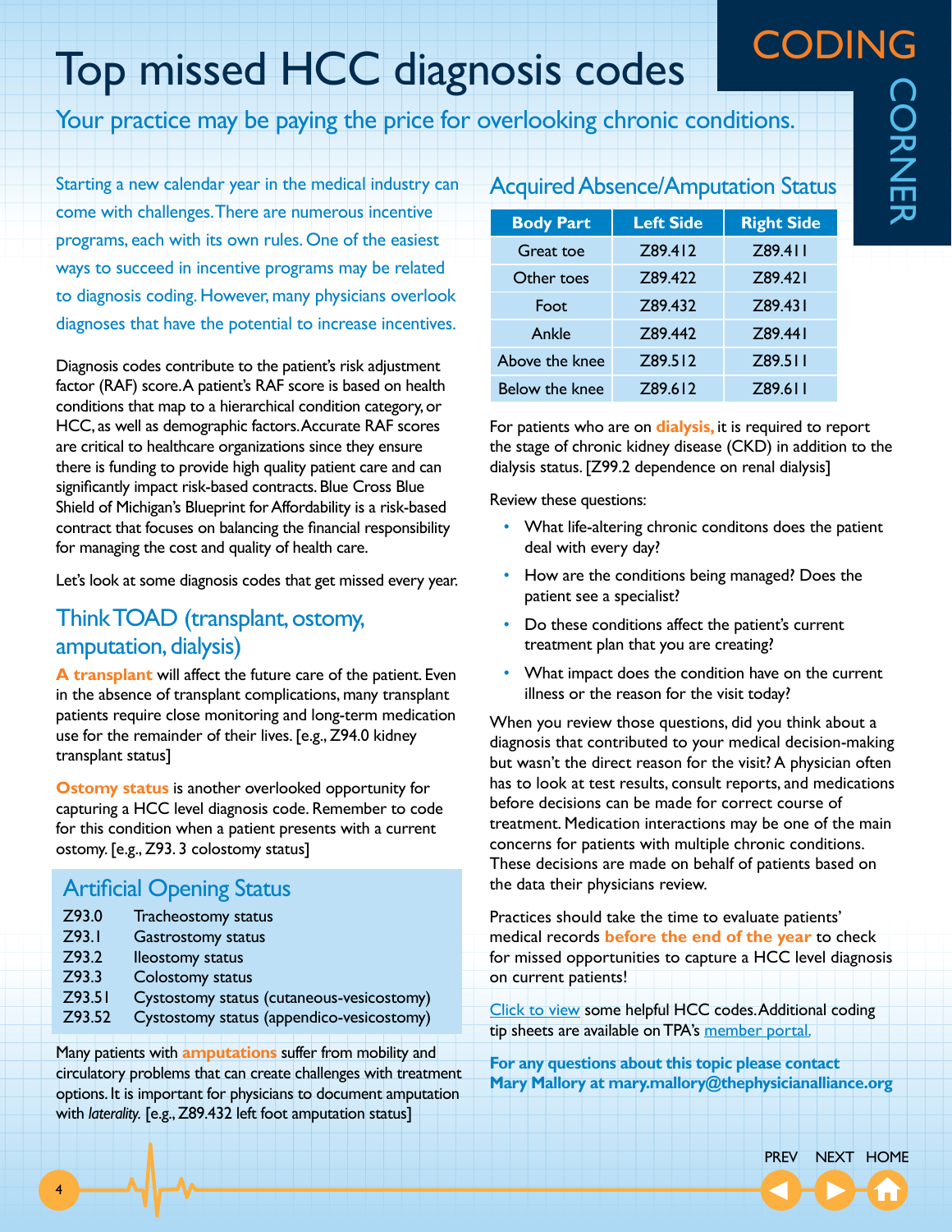# Top missed HCC diagnosis codes

CODING CORNER

Your practice may be paying the price for overlooking chronic conditions.

Starting a new calendar year in the medical industry can come with challenges. There are numerous incentive programs, each with its own rules. One of the easiest ways to succeed in incentive programs may be related to diagnosis coding. However, many physicians overlook diagnoses that have the potential to increase incentives.

Diagnosis codes contribute to the patient's risk adjustment factor (RAF) score. A patient's RAF score is based on health conditions that map to a hierarchical condition category, or HCC, as well as demographic factors. Accurate RAF scores are critical to healthcare organizations since they ensure there is funding to provide high quality patient care and can significantly impact risk-based contracts. Blue Cross Blue Shield of Michigan's Blueprint for Affordability is a risk-based contract that focuses on balancing the financial responsibility for managing the cost and quality of health care.

Let's look at some diagnosis codes that get missed every year.

## Think TOAD (transplant, ostomy, amputation, dialysis)

**A transplant** will affect the future care of the patient. Even in the absence of transplant complications, many transplant patients require close monitoring and long-term medication use for the remainder of their lives. [e.g., Z94.0 kidney transplant status]

**Ostomy status** is another overlooked opportunity for capturing a HCC level diagnosis code. Remember to code for this condition when a patient presents with a current ostomy. [e.g., Z93. 3 colostomy status]

### Artificial Opening Status

| | |
|---|---|
| Z93.0 | Tracheostomy status |
| Z93.1 | Gastrostomy status |
| Z93.2 | Ileostomy status |
| Z93.3 | Colostomy status |
| Z93.51 | Cystostomy status (cutaneous-vesicostomy) |
| Z93.52 | Cystostomy status (appendico-vesicostomy) |

Many patients with **amputations** suffer from mobility and circulatory problems that can create challenges with treatment options. It is important for physicians to document amputation with *laterality.* [e.g., Z89.432 left foot amputation status]

### Acquired Absence/Amputation Status

| Body Part | Left Side | Right Side |
|---|---|---|
| Great toe | Z89.412 | Z89.411 |
| Other toes | Z89.422 | Z89.421 |
| Foot | Z89.432 | Z89.431 |
| Ankle | Z89.442 | Z89.441 |
| Above the knee | Z89.512 | Z89.511 |
| Below the knee | Z89.612 | Z89.611 |

For patients who are on **dialysis,** it is required to report the stage of chronic kidney disease (CKD) in addition to the dialysis status. [Z99.2 dependence on renal dialysis]

Review these questions:

- What life-altering chronic conditons does the patient deal with every day?
- How are the conditions being managed? Does the patient see a specialist?
- Do these conditions affect the patient's current treatment plan that you are creating?
- What impact does the condition have on the current illness or the reason for the visit today?

When you review those questions, did you think about a diagnosis that contributed to your medical decision-making but wasn't the direct reason for the visit? A physician often has to look at test results, consult reports, and medications before decisions can be made for correct course of treatment. Medication interactions may be one of the main concerns for patients with multiple chronic conditions. These decisions are made on behalf of patients based on the data their physicians review.

Practices should take the time to evaluate patients' medical records **before the end of the year** to check for missed opportunities to capture a HCC level diagnosis on current patients!

Click to view some helpful HCC codes. Additional coding tip sheets are available on TPA's member portal.

**For any questions about this topic please contact Mary Mallory at mary.mallory@thephysicianalliance.org**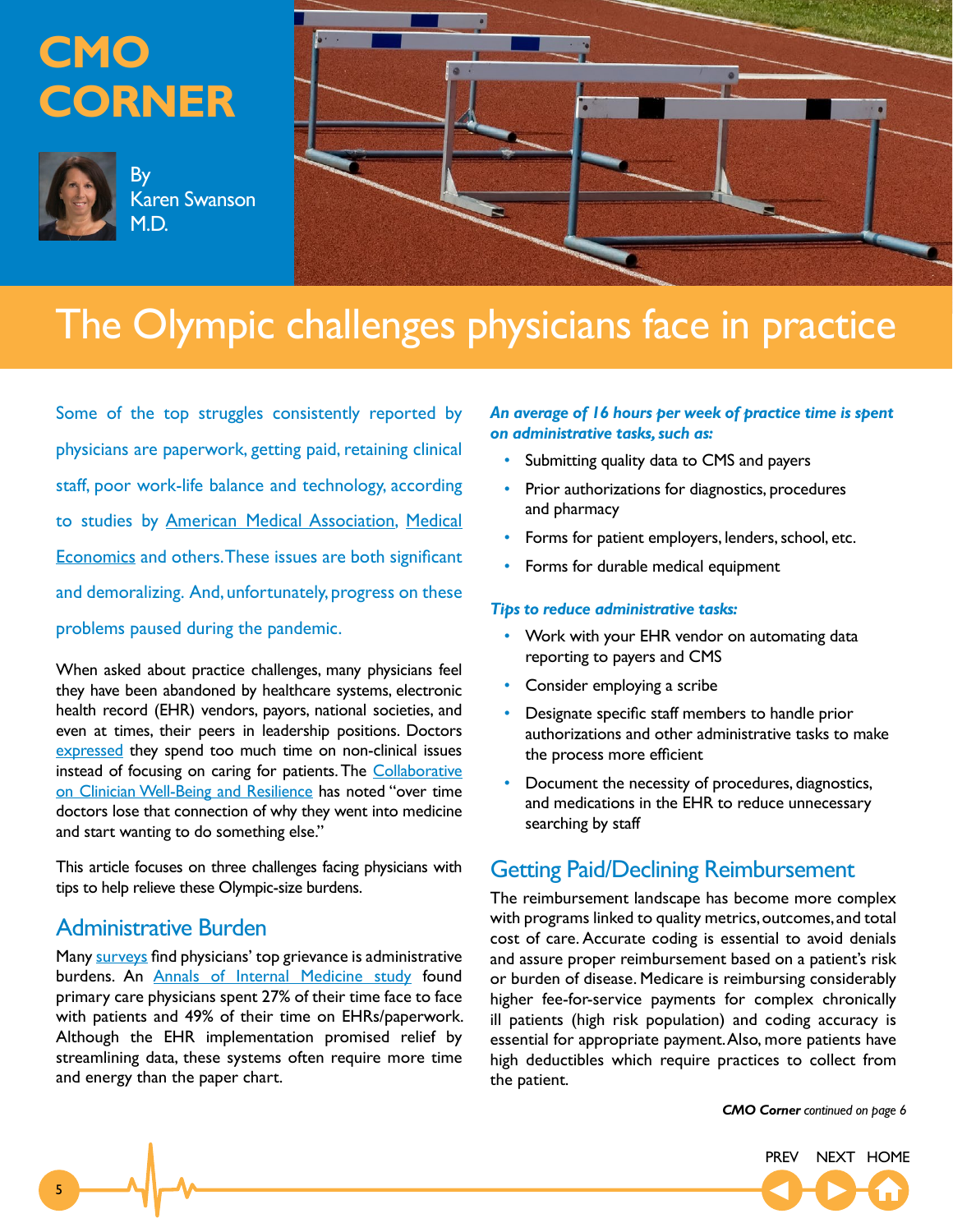# CMO CORNER

By Karen Swanson M.D.

## The Olympic challenges physicians face in practice

Some of the top struggles consistently reported by physicians are paperwork, getting paid, retaining clinical staff, poor work-life balance and technology, according to studies by American Medical Association, Medical Economics and others. These issues are both significant and demoralizing. And, unfortunately, progress on these problems paused during the pandemic.

When asked about practice challenges, many physicians feel they have been abandoned by healthcare systems, electronic health record (EHR) vendors, payors, national societies, and even at times, their peers in leadership positions. Doctors expressed they spend too much time on non-clinical issues instead of focusing on caring for patients. The Collaborative on Clinician Well-Being and Resilience has noted "over time doctors lose that connection of why they went into medicine and start wanting to do something else."

This article focuses on three challenges facing physicians with tips to help relieve these Olympic-size burdens.

### Administrative Burden

Many surveys find physicians' top grievance is administrative burdens. An Annals of Internal Medicine study found primary care physicians spent 27% of their time face to face with patients and 49% of their time on EHRs/paperwork. Although the EHR implementation promised relief by streamlining data, these systems often require more time and energy than the paper chart.

***An average of 16 hours per week of practice time is spent on administrative tasks, such as:***

- Submitting quality data to CMS and payers
- Prior authorizations for diagnostics, procedures and pharmacy
- Forms for patient employers, lenders, school, etc.
- Forms for durable medical equipment

***Tips to reduce administrative tasks:***

- Work with your EHR vendor on automating data reporting to payers and CMS
- Consider employing a scribe
- Designate specific staff members to handle prior authorizations and other administrative tasks to make the process more efficient
- Document the necessity of procedures, diagnostics, and medications in the EHR to reduce unnecessary searching by staff

### Getting Paid/Declining Reimbursement

The reimbursement landscape has become more complex with programs linked to quality metrics, outcomes, and total cost of care. Accurate coding is essential to avoid denials and assure proper reimbursement based on a patient's risk or burden of disease. Medicare is reimbursing considerably higher fee-for-service payments for complex chronically ill patients (high risk population) and coding accuracy is essential for appropriate payment. Also, more patients have high deductibles which require practices to collect from the patient.

***CMO Corner** continued on page 6*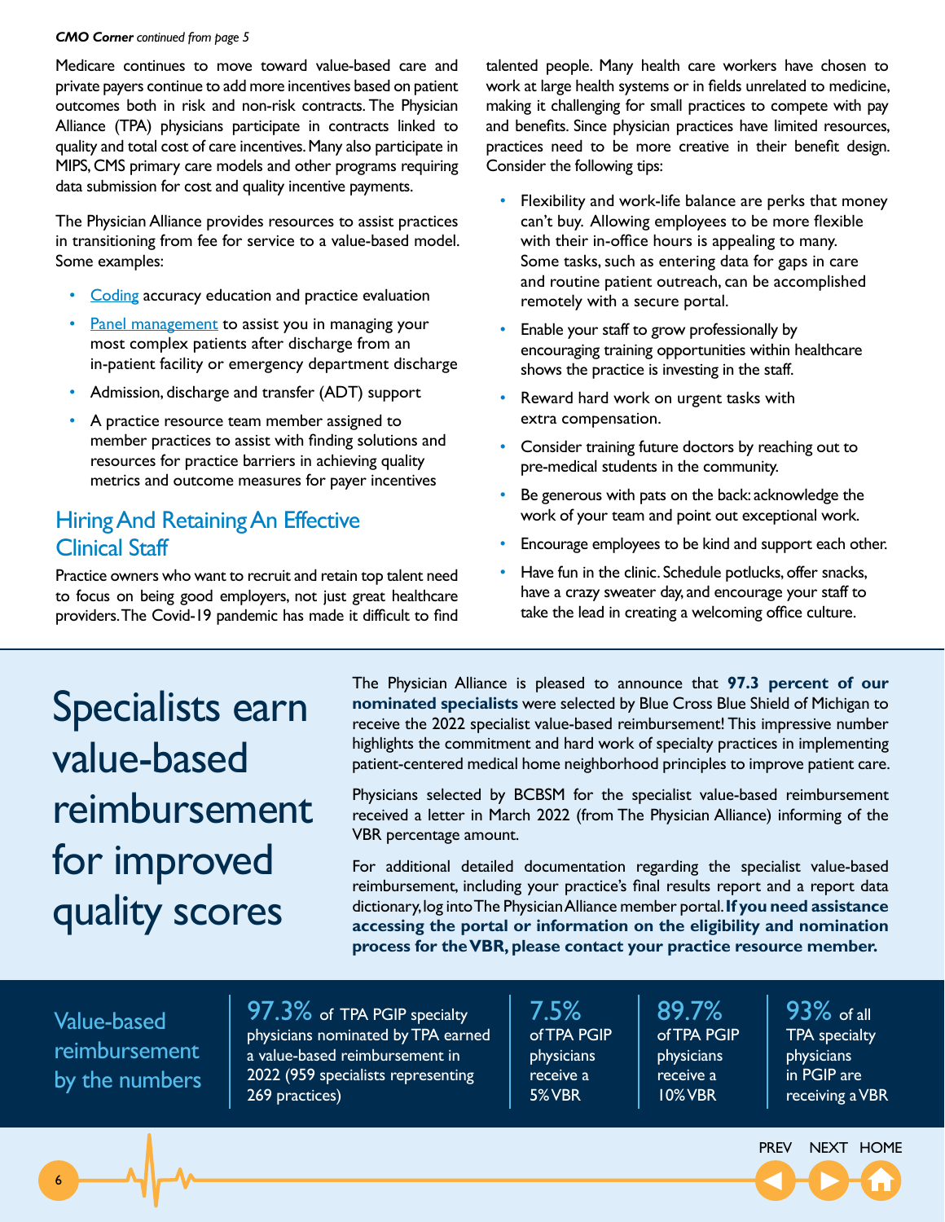*CMO Corner continued from page 5*

Medicare continues to move toward value-based care and private payers continue to add more incentives based on patient outcomes both in risk and non-risk contracts. The Physician Alliance (TPA) physicians participate in contracts linked to quality and total cost of care incentives. Many also participate in MIPS, CMS primary care models and other programs requiring data submission for cost and quality incentive payments.

The Physician Alliance provides resources to assist practices in transitioning from fee for service to a value-based model. Some examples:

- Coding accuracy education and practice evaluation
- Panel management to assist you in managing your most complex patients after discharge from an in-patient facility or emergency department discharge
- Admission, discharge and transfer (ADT) support
- A practice resource team member assigned to member practices to assist with finding solutions and resources for practice barriers in achieving quality metrics and outcome measures for payer incentives

## Hiring And Retaining An Effective Clinical Staff

Practice owners who want to recruit and retain top talent need to focus on being good employers, not just great healthcare providers. The Covid-19 pandemic has made it difficult to find talented people. Many health care workers have chosen to work at large health systems or in fields unrelated to medicine, making it challenging for small practices to compete with pay and benefits. Since physician practices have limited resources, practices need to be more creative in their benefit design. Consider the following tips:

- Flexibility and work-life balance are perks that money can't buy. Allowing employees to be more flexible with their in-office hours is appealing to many. Some tasks, such as entering data for gaps in care and routine patient outreach, can be accomplished remotely with a secure portal.
- Enable your staff to grow professionally by encouraging training opportunities within healthcare shows the practice is investing in the staff.
- Reward hard work on urgent tasks with extra compensation.
- Consider training future doctors by reaching out to pre-medical students in the community.
- Be generous with pats on the back: acknowledge the work of your team and point out exceptional work.
- Encourage employees to be kind and support each other.
- Have fun in the clinic. Schedule potlucks, offer snacks, have a crazy sweater day, and encourage your staff to take the lead in creating a welcoming office culture.

# Specialists earn value-based reimbursement for improved quality scores

The Physician Alliance is pleased to announce that **97.3 percent of our nominated specialists** were selected by Blue Cross Blue Shield of Michigan to receive the 2022 specialist value-based reimbursement! This impressive number highlights the commitment and hard work of specialty practices in implementing patient-centered medical home neighborhood principles to improve patient care.

Physicians selected by BCBSM for the specialist value-based reimbursement received a letter in March 2022 (from The Physician Alliance) informing of the VBR percentage amount.

For additional detailed documentation regarding the specialist value-based reimbursement, including your practice's final results report and a report data dictionary, log into The Physician Alliance member portal. **If you need assistance accessing the portal or information on the eligibility and nomination process for the VBR, please contact your practice resource member.**

## Value-based reimbursement by the numbers

**97.3%** of TPA PGIP specialty physicians nominated by TPA earned a value-based reimbursement in 2022 (959 specialists representing 269 practices)

**7.5%** of TPA PGIP physicians receive a 5% VBR

**89.7%** of TPA PGIP physicians receive a 10% VBR

**93%** of all TPA specialty physicians in PGIP are receiving a VBR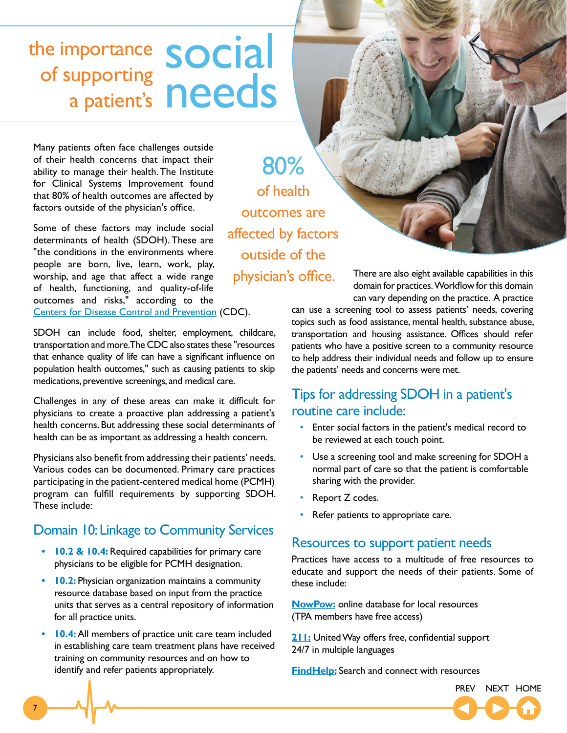# the importance of supporting a patient's social needs

Many patients often face challenges outside of their health concerns that impact their ability to manage their health. The Institute for Clinical Systems Improvement found that 80% of health outcomes are affected by factors outside of the physician's office.

Some of these factors may include social determinants of health (SDOH). These are "the conditions in the environments where people are born, live, learn, work, play, worship, and age that affect a wide range of health, functioning, and quality-of-life outcomes and risks," according to the Centers for Disease Control and Prevention (CDC).

80% of health outcomes are affected by factors outside of the physician's office.

SDOH can include food, shelter, employment, childcare, transportation and more. The CDC also states these "resources that enhance quality of life can have a significant influence on population health outcomes," such as causing patients to skip medications, preventive screenings, and medical care.

Challenges in any of these areas can make it difficult for physicians to create a proactive plan addressing a patient's health concerns. But addressing these social determinants of health can be as important as addressing a health concern.

Physicians also benefit from addressing their patients' needs. Various codes can be documented. Primary care practices participating in the patient-centered medical home (PCMH) program can fulfill requirements by supporting SDOH. These include:

## Domain 10: Linkage to Community Services

- **10.2 & 10.4:** Required capabilities for primary care physicians to be eligible for PCMH designation.
- **10.2:** Physician organization maintains a community resource database based on input from the practice units that serves as a central repository of information for all practice units.
- **10.4:** All members of practice unit care team included in establishing care team treatment plans have received training on community resources and on how to identify and refer patients appropriately.

There are also eight available capabilities in this domain for practices. Workflow for this domain can vary depending on the practice. A practice can use a screening tool to assess patients' needs, covering topics such as food assistance, mental health, substance abuse, transportation and housing assistance. Offices should refer patients who have a positive screen to a community resource to help address their individual needs and follow up to ensure the patients' needs and concerns were met.

## Tips for addressing SDOH in a patient's routine care include:

- Enter social factors in the patient's medical record to be reviewed at each touch point.
- Use a screening tool and make screening for SDOH a normal part of care so that the patient is comfortable sharing with the provider.
- Report Z codes.
- Refer patients to appropriate care.

## Resources to support patient needs

Practices have access to a multitude of free resources to educate and support the needs of their patients. Some of these include:

**NowPow:** online database for local resources (TPA members have free access)

**211:** United Way offers free, confidential support 24/7 in multiple languages

**FindHelp:** Search and connect with resources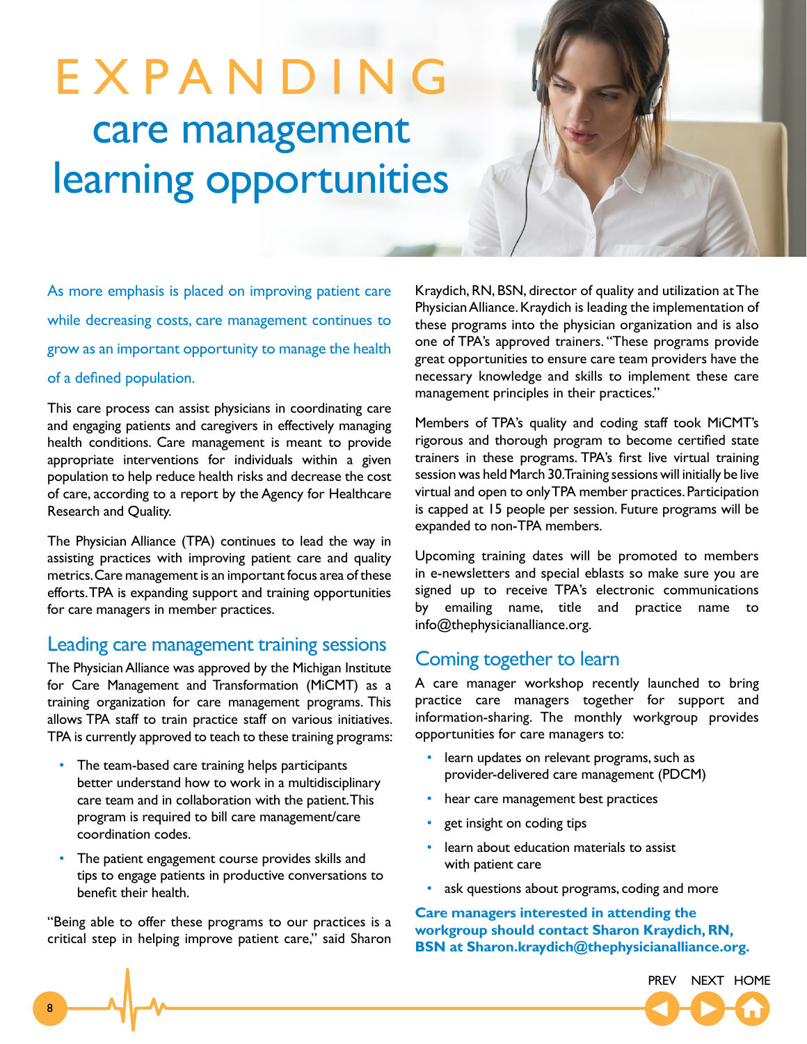# EXPANDING care management learning opportunities

As more emphasis is placed on improving patient care while decreasing costs, care management continues to grow as an important opportunity to manage the health of a defined population.

This care process can assist physicians in coordinating care and engaging patients and caregivers in effectively managing health conditions. Care management is meant to provide appropriate interventions for individuals within a given population to help reduce health risks and decrease the cost of care, according to a report by the Agency for Healthcare Research and Quality.

The Physician Alliance (TPA) continues to lead the way in assisting practices with improving patient care and quality metrics. Care management is an important focus area of these efforts. TPA is expanding support and training opportunities for care managers in member practices.

## Leading care management training sessions

The Physician Alliance was approved by the Michigan Institute for Care Management and Transformation (MiCMT) as a training organization for care management programs. This allows TPA staff to train practice staff on various initiatives. TPA is currently approved to teach to these training programs:

- The team-based care training helps participants better understand how to work in a multidisciplinary care team and in collaboration with the patient. This program is required to bill care management/care coordination codes.
- The patient engagement course provides skills and tips to engage patients in productive conversations to benefit their health.

"Being able to offer these programs to our practices is a critical step in helping improve patient care," said Sharon Kraydich, RN, BSN, director of quality and utilization at The Physician Alliance. Kraydich is leading the implementation of these programs into the physician organization and is also one of TPA's approved trainers. "These programs provide great opportunities to ensure care team providers have the necessary knowledge and skills to implement these care management principles in their practices."

Members of TPA's quality and coding staff took MiCMT's rigorous and thorough program to become certified state trainers in these programs. TPA's first live virtual training session was held March 30. Training sessions will initially be live virtual and open to only TPA member practices. Participation is capped at 15 people per session. Future programs will be expanded to non-TPA members.

Upcoming training dates will be promoted to members in e-newsletters and special eblasts so make sure you are signed up to receive TPA's electronic communications by emailing name, title and practice name to info@thephysicianalliance.org.

## Coming together to learn

A care manager workshop recently launched to bring practice care managers together for support and information-sharing. The monthly workgroup provides opportunities for care managers to:

- learn updates on relevant programs, such as provider-delivered care management (PDCM)
- hear care management best practices
- get insight on coding tips
- learn about education materials to assist with patient care
- ask questions about programs, coding and more

**Care managers interested in attending the workgroup should contact Sharon Kraydich, RN, BSN at Sharon.kraydich@thephysicianalliance.org.**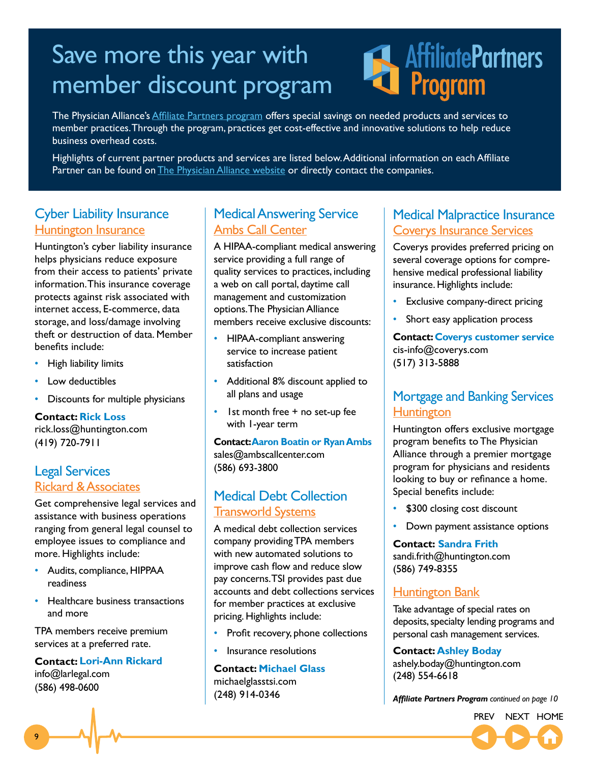# Save more this year with member discount program

AffiliatePartners Program

The Physician Alliance's Affiliate Partners program offers special savings on needed products and services to member practices. Through the program, practices get cost-effective and innovative solutions to help reduce business overhead costs.

Highlights of current partner products and services are listed below. Additional information on each Affiliate Partner can be found on The Physician Alliance website or directly contact the companies.

## Cyber Liability Insurance

### Huntington Insurance

Huntington's cyber liability insurance helps physicians reduce exposure from their access to patients' private information. This insurance coverage protects against risk associated with internet access, E-commerce, data storage, and loss/damage involving theft or destruction of data. Member benefits include:

- High liability limits
- Low deductibles
- Discounts for multiple physicians

**Contact: Rick Loss**
rick.loss@huntington.com
(419) 720-7911

## Legal Services

### Rickard & Associates

Get comprehensive legal services and assistance with business operations ranging from general legal counsel to employee issues to compliance and more. Highlights include:

- Audits, compliance, HIPPAA readiness
- Healthcare business transactions and more

TPA members receive premium services at a preferred rate.

**Contact: Lori-Ann Rickard**
info@larlegal.com
(586) 498-0600

## Medical Answering Service

### Ambs Call Center

A HIPAA-compliant medical answering service providing a full range of quality services to practices, including a web on call portal, daytime call management and customization options. The Physician Alliance members receive exclusive discounts:

- HIPAA-compliant answering service to increase patient satisfaction
- Additional 8% discount applied to all plans and usage
- 1st month free + no set-up fee with 1-year term

**Contact: Aaron Boatin or Ryan Ambs**
sales@ambscallcenter.com
(586) 693-3800

## Medical Debt Collection

### Transworld Systems

A medical debt collection services company providing TPA members with new automated solutions to improve cash flow and reduce slow pay concerns. TSI provides past due accounts and debt collections services for member practices at exclusive pricing. Highlights include:

- Profit recovery, phone collections
- Insurance resolutions

**Contact: Michael Glass**
michaelglasstsi.com
(248) 914-0346

## Medical Malpractice Insurance

### Coverys Insurance Services

Coverys provides preferred pricing on several coverage options for comprehensive medical professional liability insurance. Highlights include:

- Exclusive company-direct pricing
- Short easy application process

**Contact: Coverys customer service**
cis-info@coverys.com
(517) 313-5888

## Mortgage and Banking Services

### Huntington

Huntington offers exclusive mortgage program benefits to The Physician Alliance through a premier mortgage program for physicians and residents looking to buy or refinance a home. Special benefits include:

- $300 closing cost discount
- Down payment assistance options

**Contact: Sandra Frith**
sandi.frith@huntington.com
(586) 749-8355

### Huntington Bank

Take advantage of special rates on deposits, specialty lending programs and personal cash management services.

**Contact: Ashley Boday**
ashely.boday@huntington.com
(248) 554-6618

***Affiliate Partners Program** continued on page 10*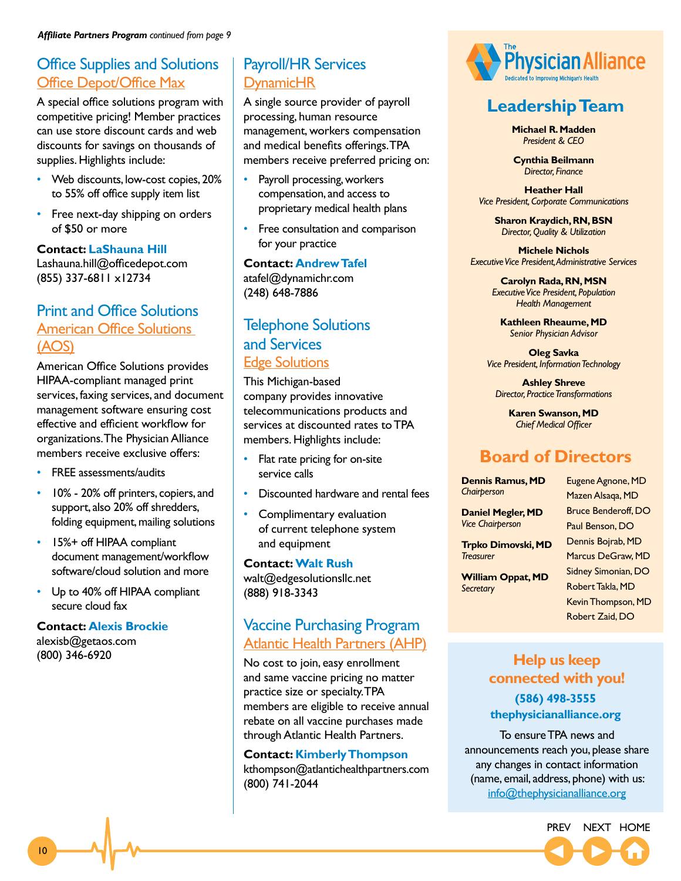***Affiliate Partners Program** continued from page 9*

## Office Supplies and Solutions

### Office Depot/Office Max

A special office solutions program with competitive pricing! Member practices can use store discount cards and web discounts for savings on thousands of supplies. Highlights include:

- Web discounts, low-cost copies, 20% to 55% off office supply item list
- Free next-day shipping on orders of $50 or more

**Contact: LaShauna Hill**
Lashauna.hill@officedepot.com
(855) 337-6811 x12734

## Print and Office Solutions

### American Office Solutions (AOS)

American Office Solutions provides HIPAA-compliant managed print services, faxing services, and document management software ensuring cost effective and efficient workflow for organizations. The Physician Alliance members receive exclusive offers:

- FREE assessments/audits
- 10% - 20% off printers, copiers, and support, also 20% off shredders, folding equipment, mailing solutions
- 15%+ off HIPAA compliant document management/workflow software/cloud solution and more
- Up to 40% off HIPAA compliant secure cloud fax

**Contact: Alexis Brockie**
alexisb@getaos.com
(800) 346-6920

## Payroll/HR Services

### DynamicHR

A single source provider of payroll processing, human resource management, workers compensation and medical benefits offerings. TPA members receive preferred pricing on:

- Payroll processing, workers compensation, and access to proprietary medical health plans
- Free consultation and comparison for your practice

**Contact: Andrew Tafel**
atafel@dynamichr.com
(248) 648-7886

## Telephone Solutions and Services

### Edge Solutions

This Michigan-based company provides innovative telecommunications products and services at discounted rates to TPA members. Highlights include:

- Flat rate pricing for on-site service calls
- Discounted hardware and rental fees
- Complimentary evaluation of current telephone system and equipment

**Contact: Walt Rush**
walt@edgesolutionsllc.net
(888) 918-3343

## Vaccine Purchasing Program

### Atlantic Health Partners (AHP)

No cost to join, easy enrollment and same vaccine pricing no matter practice size or specialty. TPA members are eligible to receive annual rebate on all vaccine purchases made through Atlantic Health Partners.

**Contact: Kimberly Thompson**
kthompson@atlantichealthpartners.com
(800) 741-2044

---

The Physician Alliance
Dedicated to Improving Michigan's Health

## Leadership Team

**Michael R. Madden**
*President & CEO*

**Cynthia Beilmann**
*Director, Finance*

**Heather Hall**
*Vice President, Corporate Communications*

**Sharon Kraydich, RN, BSN**
*Director, Quality & Utilization*

**Michele Nichols**
*Executive Vice President, Administrative Services*

**Carolyn Rada, RN, MSN**
*Executive Vice President, Population Health Management*

**Kathleen Rheaume, MD**
*Senior Physician Advisor*

**Oleg Savka**
*Vice President, Information Technology*

**Ashley Shreve**
*Director, Practice Transformations*

**Karen Swanson, MD**
*Chief Medical Officer*

## Board of Directors

**Dennis Ramus, MD**
*Chairperson*

**Daniel Megler, MD**
*Vice Chairperson*

**Trpko Dimovski, MD**
*Treasurer*

**William Oppat, MD**
*Secretary*

Eugene Agnone, MD
Mazen Alsaqa, MD
Bruce Benderoff, DO
Paul Benson, DO
Dennis Bojrab, MD
Marcus DeGraw, MD
Sidney Simonian, DO
Robert Takla, MD
Kevin Thompson, MD
Robert Zaid, DO

## Help us keep connected with you!

**(586) 498-3555**
**thephysicianalliance.org**

To ensure TPA news and announcements reach you, please share any changes in contact information (name, email, address, phone) with us: info@thephysicianalliance.org

PREV NEXT HOME